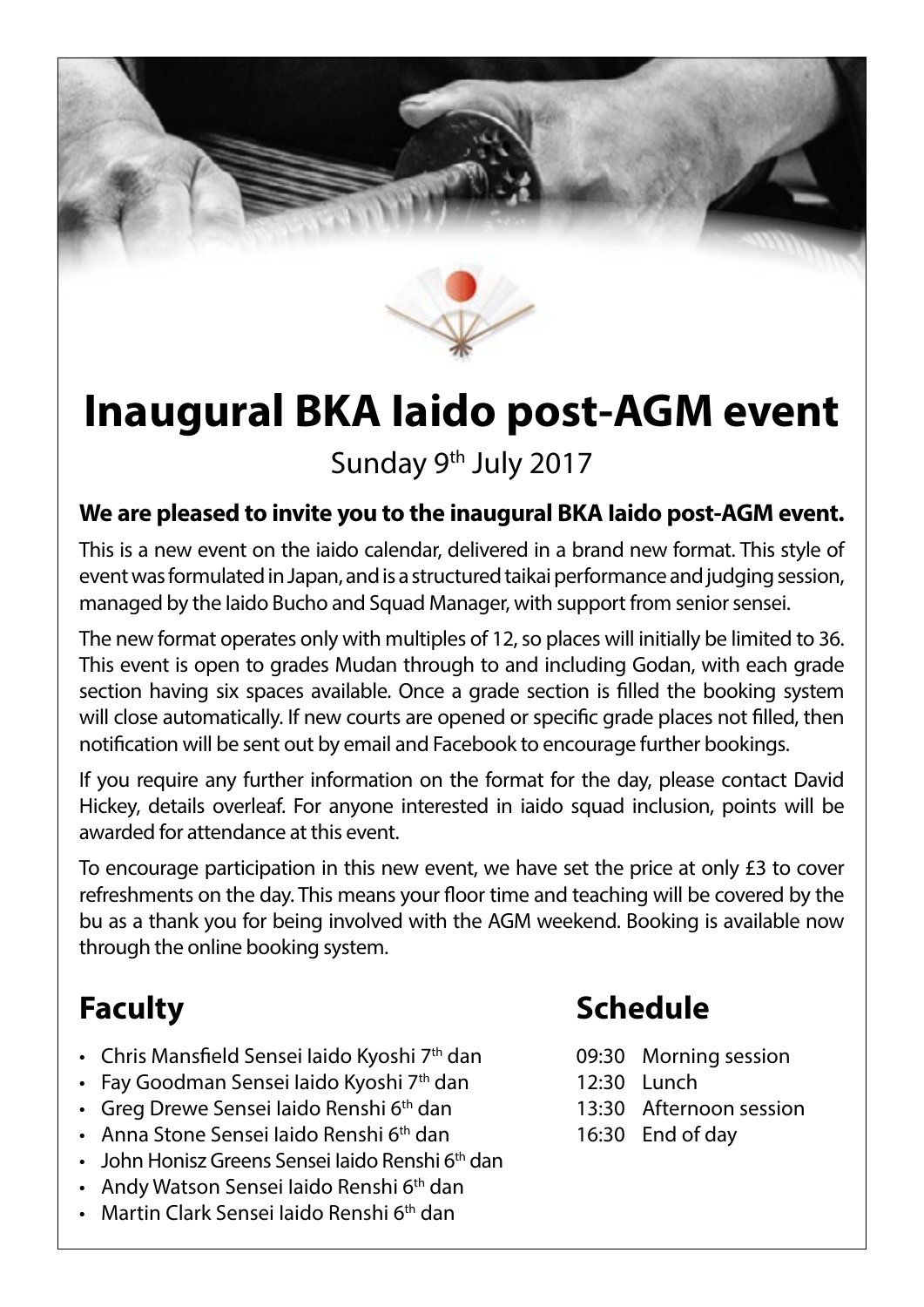# Inaugural BKA Iaido post-AGM event

Sunday 9th July 2017

**We are pleased to invite you to the inaugural BKA Iaido post-AGM event.**

This is a new event on the iaido calendar, delivered in a brand new format. This style of event was formulated in Japan, and is a structured taikai performance and judging session, managed by the Iaido Bucho and Squad Manager, with support from senior sensei.

The new format operates only with multiples of 12, so places will initially be limited to 36. This event is open to grades Mudan through to and including Godan, with each grade section having six spaces available. Once a grade section is filled the booking system will close automatically. If new courts are opened or specific grade places not filled, then notification will be sent out by email and Facebook to encourage further bookings.

If you require any further information on the format for the day, please contact David Hickey, details overleaf. For anyone interested in iaido squad inclusion, points will be awarded for attendance at this event.

To encourage participation in this new event, we have set the price at only £3 to cover refreshments on the day. This means your floor time and teaching will be covered by the bu as a thank you for being involved with the AGM weekend. Booking is available now through the online booking system.

## Faculty

- Chris Mansfield Sensei Iaido Kyoshi 7th dan
- Fay Goodman Sensei Iaido Kyoshi 7th dan
- Greg Drewe Sensei Iaido Renshi 6th dan
- Anna Stone Sensei Iaido Renshi 6th dan
- John Honisz Greens Sensei Iaido Renshi 6th dan
- Andy Watson Sensei Iaido Renshi 6th dan
- Martin Clark Sensei Iaido Renshi 6th dan

## Schedule

09:30 Morning session
12:30 Lunch
13:30 Afternoon session
16:30 End of day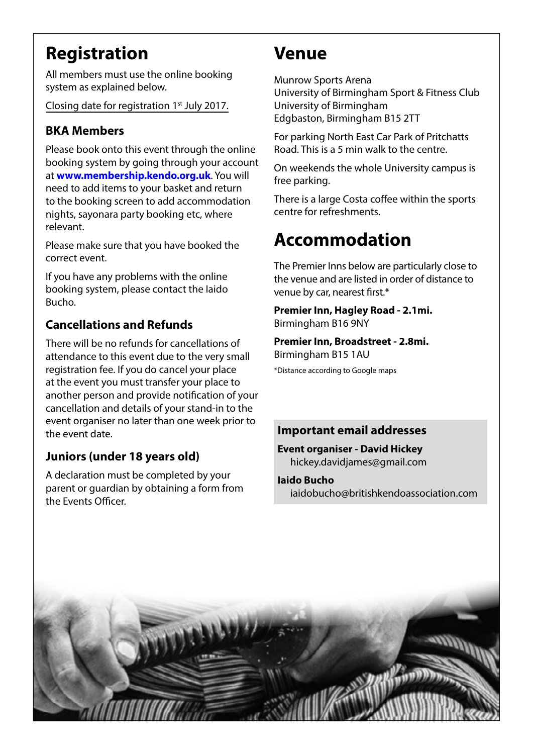# Registration

All members must use the online booking system as explained below.

Closing date for registration 1st July 2017.

### BKA Members

Please book onto this event through the online booking system by going through your account at **www.membership.kendo.org.uk**. You will need to add items to your basket and return to the booking screen to add accommodation nights, sayonara party booking etc, where relevant.

Please make sure that you have booked the correct event.

If you have any problems with the online booking system, please contact the Iaido Bucho.

### Cancellations and Refunds

There will be no refunds for cancellations of attendance to this event due to the very small registration fee. If you do cancel your place at the event you must transfer your place to another person and provide notification of your cancellation and details of your stand-in to the event organiser no later than one week prior to the event date.

### Juniors (under 18 years old)

A declaration must be completed by your parent or guardian by obtaining a form from the Events Officer.

# Venue

Munrow Sports Arena
University of Birmingham Sport & Fitness Club
University of Birmingham
Edgbaston, Birmingham B15 2TT

For parking North East Car Park of Pritchatts Road. This is a 5 min walk to the centre.

On weekends the whole University campus is free parking.

There is a large Costa coffee within the sports centre for refreshments.

# Accommodation

The Premier Inns below are particularly close to the venue and are listed in order of distance to venue by car, nearest first.*

**Premier Inn, Hagley Road - 2.1mi.**
Birmingham B16 9NY

**Premier Inn, Broadstreet - 2.8mi.**
Birmingham B15 1AU

*Distance according to Google maps

### Important email addresses

**Event organiser - David Hickey**
hickey.davidjames@gmail.com

**Iaido Bucho**
iaidobucho@britishkendoassociation.com